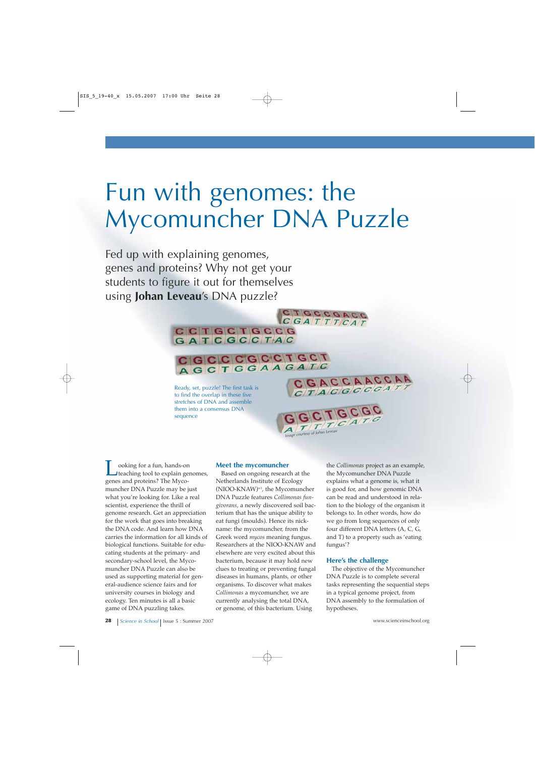# Fun with genomes: the Mycomuncher DNA Puzzle

Fed up with explaining genomes, genes and proteins? Why not get your students to figure it out for themselves using **Johan Leveau**'s DNA puzzle?

Ready, set, puzzle! The first task is to find the overlap in these five stretches of DNA and assemble them into a consensus DNA sequence

*Image courtesy of Johan Leveau*

Looking for a fun, hands-on teaching tool to explain genomes, genes and proteins? The Mycomuncher DNA Puzzle may be just what you're looking for. Like a real scientist, experience the thrill of genome research. Get an appreciation for the work that goes into breaking the DNA code. And learn how DNA carries the information for all kinds of biological functions. Suitable for educating students at the primary- and secondary-school level, the Mycomuncher DNA Puzzle can also be used as supporting material for general-audience science fairs and for university courses in biology and ecology. Ten minutes is all a basic game of DNA puzzling takes.

### Meet the mycomuncher

Based on ongoing research at the Netherlands Institute of Ecology (NIOO-KNAW)[w1], the Mycomuncher DNA Puzzle features *Collimonas fungivorans*, a newly discovered soil bacterium that has the unique ability to eat fungi (moulds). Hence its nickname: the mycomuncher, from the Greek word *mycos* meaning fungus. Researchers at the NIOO-KNAW and elsewhere are very excited about this bacterium, because it may hold new clues to treating or preventing fungal diseases in humans, plants, or other organisms. To discover what makes *Collimonas* a mycomuncher, we are currently analysing the total DNA, or genome, of this bacterium. Using the *Collimonas* project as an example, the Mycomuncher DNA Puzzle explains what a genome is, what it is good for, and how genomic DNA can be read and understood in relation to the biology of the organism it belongs to. In other words, how do we go from long sequences of only four different DNA letters (A, C, G, and T) to a property such as 'eating fungus'?

### Here's the challenge

The objective of the Mycomuncher DNA Puzzle is to complete several tasks representing the sequential steps in a typical genome project, from DNA assembly to the formulation of hypotheses.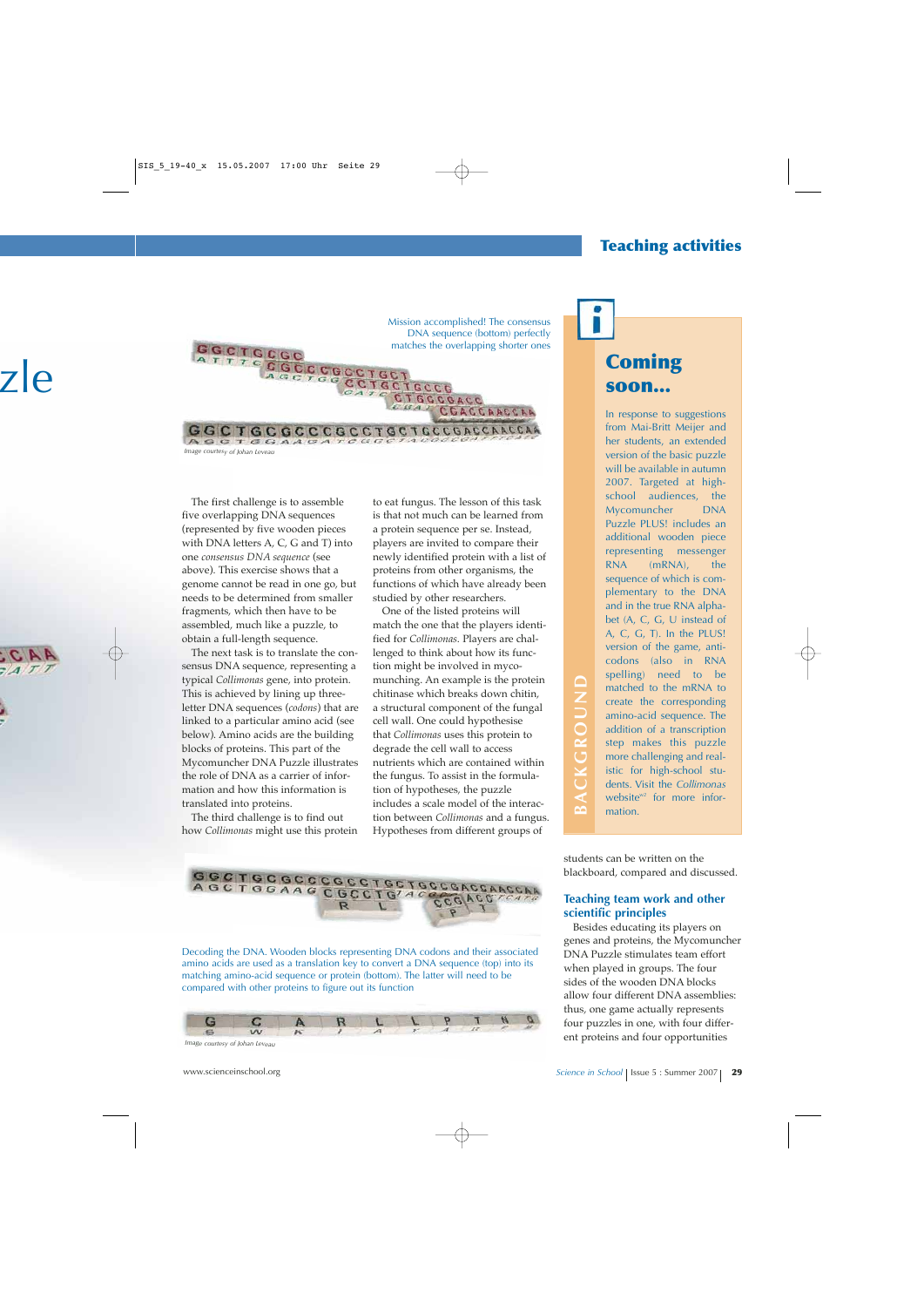Mission accomplished! The consensus DNA sequence (bottom) perfectly matches the overlapping shorter ones

Image courtesy of Johan Leveau

The first challenge is to assemble five overlapping DNA sequences (represented by five wooden pieces with DNA letters A, C, G and T) into one *consensus DNA sequence* (see above). This exercise shows that a genome cannot be read in one go, but needs to be determined from smaller fragments, which then have to be assembled, much like a puzzle, to obtain a full-length sequence.

The next task is to translate the consensus DNA sequence, representing a typical *Collimonas* gene, into protein. This is achieved by lining up three-letter DNA sequences (*codons*) that are linked to a particular amino acid (see below). Amino acids are the building blocks of proteins. This part of the Mycomuncher DNA Puzzle illustrates the role of DNA as a carrier of information and how this information is translated into proteins.

The third challenge is to find out how *Collimonas* might use this protein to eat fungus. The lesson of this task is that not much can be learned from a protein sequence per se. Instead, players are invited to compare their newly identified protein with a list of proteins from other organisms, the functions of which have already been studied by other researchers.

One of the listed proteins will match the one that the players identified for *Collimonas*. Players are challenged to think about how its function might be involved in mycomunching. An example is the protein chitinase which breaks down chitin, a structural component of the fungal cell wall. One could hypothesise that *Collimonas* uses this protein to degrade the cell wall to access nutrients which are contained within the fungus. To assist in the formulation of hypotheses, the puzzle includes a scale model of the interaction between *Collimonas* and a fungus. Hypotheses from different groups of students can be written on the blackboard, compared and discussed.

Decoding the DNA. Wooden blocks representing DNA codons and their associated amino acids are used as a translation key to convert a DNA sequence (top) into its matching amino-acid sequence or protein (bottom). The latter will need to be compared with other proteins to figure out its function

Image courtesy of Johan Leveau

## Teaching team work and other scientific principles

Besides educating its players on genes and proteins, the Mycomuncher DNA Puzzle stimulates team effort when played in groups. The four sides of the wooden DNA blocks allow four different DNA assemblies: thus, one game actually represents four puzzles in one, with four different proteins and four opportunities

---

**BACKGROUND**

## Coming soon...

In response to suggestions from Mai-Britt Meijer and her students, an extended version of the basic puzzle will be available in autumn 2007. Targeted at high-school audiences, the Mycomuncher DNA Puzzle PLUS! includes an additional wooden piece representing messenger RNA (mRNA), the sequence of which is complementary to the DNA and in the true RNA alphabet (A, C, G, U instead of A, C, G, T). In the PLUS! version of the game, anticodons (also in RNA spelling) need to be matched to the mRNA to create the corresponding amino-acid sequence. The addition of a transcription step makes this puzzle more challenging and realistic for high-school students. Visit the *Collimonas* website[w2] for more information.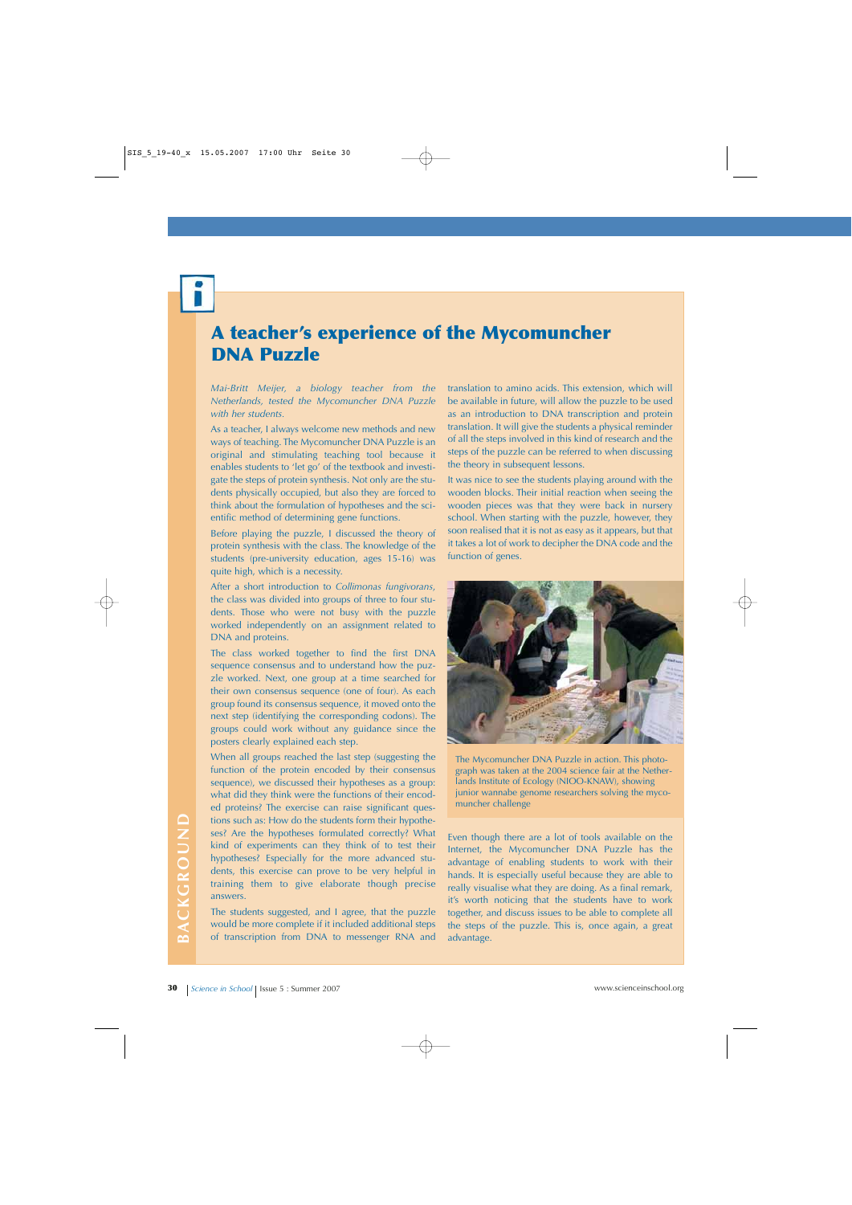# A teacher's experience of the Mycomuncher DNA Puzzle

*Mai-Britt Meijer, a biology teacher from the Netherlands, tested the Mycomuncher DNA Puzzle with her students.*

As a teacher, I always welcome new methods and new ways of teaching. The Mycomuncher DNA Puzzle is an original and stimulating teaching tool because it enables students to 'let go' of the textbook and investigate the steps of protein synthesis. Not only are the students physically occupied, but also they are forced to think about the formulation of hypotheses and the scientific method of determining gene functions.

Before playing the puzzle, I discussed the theory of protein synthesis with the class. The knowledge of the students (pre-university education, ages 15-16) was quite high, which is a necessity.

After a short introduction to *Collimonas fungivorans*, the class was divided into groups of three to four students. Those who were not busy with the puzzle worked independently on an assignment related to DNA and proteins.

The class worked together to find the first DNA sequence consensus and to understand how the puzzle worked. Next, one group at a time searched for their own consensus sequence (one of four). As each group found its consensus sequence, it moved onto the next step (identifying the corresponding codons). The groups could work without any guidance since the posters clearly explained each step.

When all groups reached the last step (suggesting the function of the protein encoded by their consensus sequence), we discussed their hypotheses as a group: what did they think were the functions of their encoded proteins? The exercise can raise significant questions such as: How do the students form their hypotheses? Are the hypotheses formulated correctly? What kind of experiments can they think of to test their hypotheses? Especially for the more advanced students, this exercise can prove to be very helpful in training them to give elaborate though precise answers.

The students suggested, and I agree, that the puzzle would be more complete if it included additional steps of transcription from DNA to messenger RNA and translation to amino acids. This extension, which will be available in future, will allow the puzzle to be used as an introduction to DNA transcription and protein translation. It will give the students a physical reminder of all the steps involved in this kind of research and the steps of the puzzle can be referred to when discussing the theory in subsequent lessons.

It was nice to see the students playing around with the wooden blocks. Their initial reaction when seeing the wooden pieces was that they were back in nursery school. When starting with the puzzle, however, they soon realised that it is not as easy as it appears, but that it takes a lot of work to decipher the DNA code and the function of genes.

The Mycomuncher DNA Puzzle in action. This photograph was taken at the 2004 science fair at the Netherlands Institute of Ecology (NIOO-KNAW), showing junior wannabe genome researchers solving the mycomuncher challenge

Even though there are a lot of tools available on the Internet, the Mycomuncher DNA Puzzle has the advantage of enabling students to work with their hands. It is especially useful because they are able to really visualise what they are doing. As a final remark, it's worth noticing that the students have to work together, and discuss issues to be able to complete all the steps of the puzzle. This is, once again, a great advantage.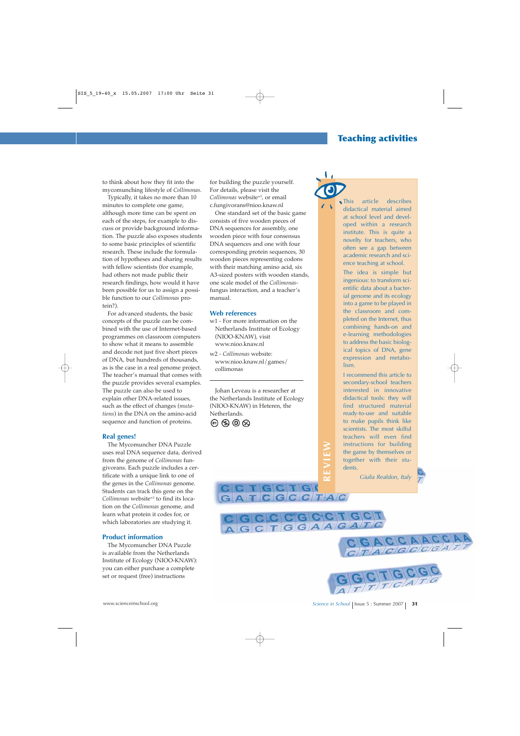to think about how they fit into the mycomunching lifestyle of *Collimonas*.

Typically, it takes no more than 10 minutes to complete one game, although more time can be spent on each of the steps, for example to discuss or provide background information. The puzzle also exposes students to some basic principles of scientific research. These include the formulation of hypotheses and sharing results with fellow scientists (for example, had others not made public their research findings, how would it have been possible for us to assign a possible function to our *Collimonas* protein?).

For advanced students, the basic concepts of the puzzle can be combined with the use of Internet-based programmes on classroom computers to show what it means to assemble and decode not just five short pieces of DNA, but hundreds of thousands, as is the case in a real genome project. The teacher's manual that comes with the puzzle provides several examples. The puzzle can also be used to explain other DNA-related issues, such as the effect of changes (*mutations*) in the DNA on the amino-acid sequence and function of proteins.

### Real genes!

The Mycomuncher DNA Puzzle uses real DNA sequence data, derived from the genome of *Collimonas* fungivorans. Each puzzle includes a certificate with a unique link to one of the genes in the *Collimonas* genome. Students can track this gene on the *Collimonas* website[w2] to find its location on the *Collimonas* genome, and learn what protein it codes for, or which laboratories are studying it.

### Product information

The Mycomuncher DNA Puzzle is available from the Netherlands Institute of Ecology (NIOO-KNAW): you can either purchase a complete set or request (free) instructions for building the puzzle yourself. For details, please visit the *Collimonas* website[w2], or email c.fungivorans@nioo.knaw.nl

One standard set of the basic game consists of five wooden pieces of DNA sequences for assembly, one wooden piece with four consensus DNA sequences and one with four corresponding protein sequences, 30 wooden pieces representing codons with their matching amino acid, six A3-sized posters with wooden stands, one scale model of the *Collimonas*-fungus interaction, and a teacher's manual.

### Web references

w1 - For more information on the Netherlands Institute of Ecology (NIOO-KNAW), visit www.nioo.knaw.nl

w2 - *Collimonas* website: www.nioo.knaw.nl/games/collimonas

---

Johan Leveau is a researcher at the Netherlands Institute of Ecology (NIOO-KNAW) in Heteren, the Netherlands.

### REVIEW

This article describes didactical material aimed at school level and developed within a research institute. This is quite a novelty for teachers, who often see a gap between academic research and science teaching at school.

The idea is simple but ingenious: to transform scientific data about a bacterial genome and its ecology into a game to be played in the classroom and completed on the Internet, thus combining hands-on and e-learning methodologies to address the basic biological topics of DNA, gene expression and metabolism.

I recommend this article to secondary-school teachers interested in innovative didactical tools: they will find structured material ready-to-use and suitable to make pupils think like scientists. The most skilful teachers will even find instructions for building the game by themselves or together with their students.

*Giulia Realdon, Italy*